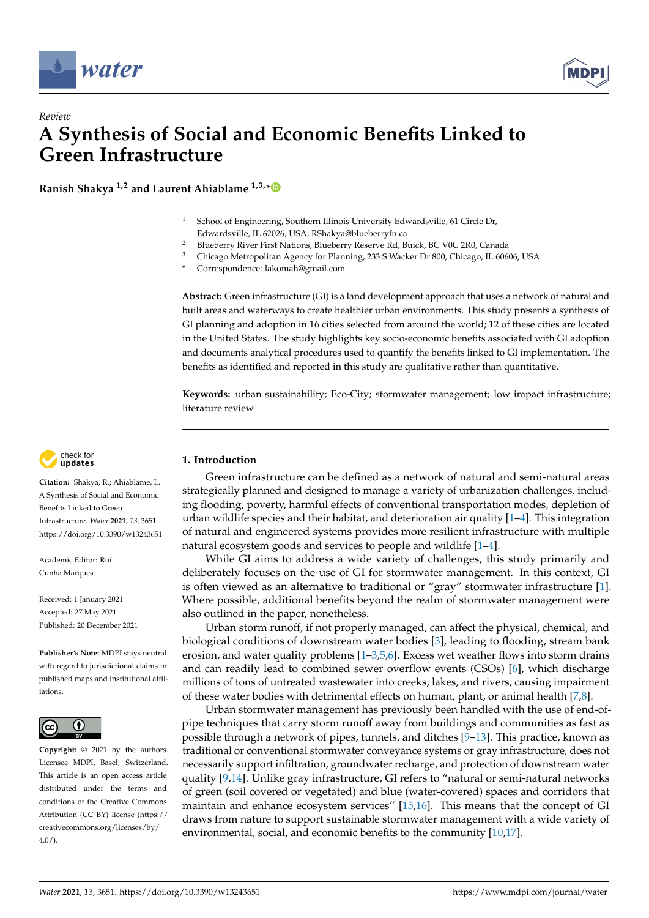*Review*

# A Synthesis of Social and Economic Benefits Linked to Green Infrastructure

**Ranish Shakya [1,2] and Laurent Ahiablame [1,3,*]**

[1] School of Engineering, Southern Illinois University Edwardsville, 61 Circle Dr, Edwardsville, IL 62026, USA; RShakya@blueberryfn.ca
[2] Blueberry River First Nations, Blueberry Reserve Rd, Buick, BC V0C 2R0, Canada
[3] Chicago Metropolitan Agency for Planning, 233 S Wacker Dr 800, Chicago, IL 60606, USA
\* Correspondence: lakomah@gmail.com

**Abstract:** Green infrastructure (GI) is a land development approach that uses a network of natural and built areas and waterways to create healthier urban environments. This study presents a synthesis of GI planning and adoption in 16 cities selected from around the world; 12 of these cities are located in the United States. The study highlights key socio-economic benefits associated with GI adoption and documents analytical procedures used to quantify the benefits linked to GI implementation. The benefits as identified and reported in this study are qualitative rather than quantitative.

**Keywords:** urban sustainability; Eco-City; stormwater management; low impact infrastructure; literature review

**Citation:** Shakya, R.; Ahiablame, L. A Synthesis of Social and Economic Benefits Linked to Green Infrastructure. *Water* **2021**, *13*, 3651. https://doi.org/10.3390/w13243651

Academic Editor: Rui Cunha Marques

Received: 1 January 2021
Accepted: 27 May 2021
Published: 20 December 2021

**Publisher's Note:** MDPI stays neutral with regard to jurisdictional claims in published maps and institutional affiliations.

**Copyright:** © 2021 by the authors. Licensee MDPI, Basel, Switzerland. This article is an open access article distributed under the terms and conditions of the Creative Commons Attribution (CC BY) license (https://creativecommons.org/licenses/by/4.0/).

## 1. Introduction

Green infrastructure can be defined as a network of natural and semi-natural areas strategically planned and designed to manage a variety of urbanization challenges, including flooding, poverty, harmful effects of conventional transportation modes, depletion of urban wildlife species and their habitat, and deterioration air quality [1–4]. This integration of natural and engineered systems provides more resilient infrastructure with multiple natural ecosystem goods and services to people and wildlife [1–4].

While GI aims to address a wide variety of challenges, this study primarily and deliberately focuses on the use of GI for stormwater management. In this context, GI is often viewed as an alternative to traditional or "gray" stormwater infrastructure [1]. Where possible, additional benefits beyond the realm of stormwater management were also outlined in the paper, nonetheless.

Urban storm runoff, if not properly managed, can affect the physical, chemical, and biological conditions of downstream water bodies [3], leading to flooding, stream bank erosion, and water quality problems [1–3,5,6]. Excess wet weather flows into storm drains and can readily lead to combined sewer overflow events (CSOs) [6], which discharge millions of tons of untreated wastewater into creeks, lakes, and rivers, causing impairment of these water bodies with detrimental effects on human, plant, or animal health [7,8].

Urban stormwater management has previously been handled with the use of end-of-pipe techniques that carry storm runoff away from buildings and communities as fast as possible through a network of pipes, tunnels, and ditches [9–13]. This practice, known as traditional or conventional stormwater conveyance systems or gray infrastructure, does not necessarily support infiltration, groundwater recharge, and protection of downstream water quality [9,14]. Unlike gray infrastructure, GI refers to "natural or semi-natural networks of green (soil covered or vegetated) and blue (water-covered) spaces and corridors that maintain and enhance ecosystem services" [15,16]. This means that the concept of GI draws from nature to support sustainable stormwater management with a wide variety of environmental, social, and economic benefits to the community [10,17].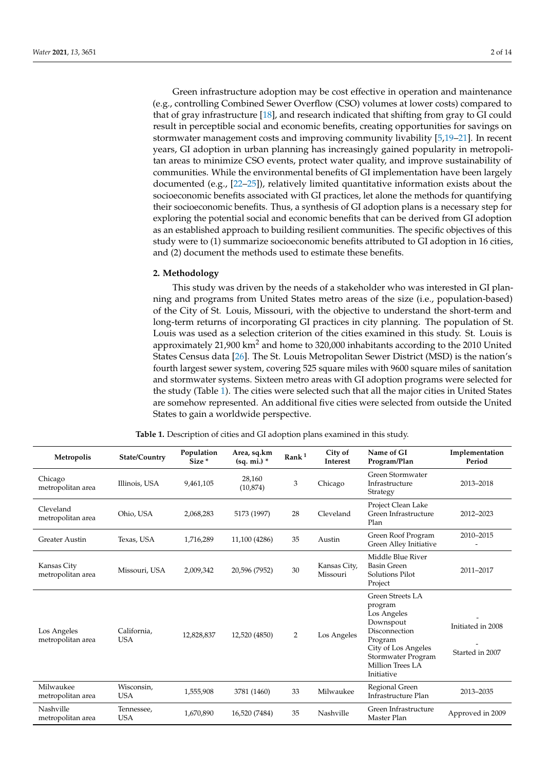Green infrastructure adoption may be cost effective in operation and maintenance (e.g., controlling Combined Sewer Overflow (CSO) volumes at lower costs) compared to that of gray infrastructure [18], and research indicated that shifting from gray to GI could result in perceptible social and economic benefits, creating opportunities for savings on stormwater management costs and improving community livability [5,19–21]. In recent years, GI adoption in urban planning has increasingly gained popularity in metropolitan areas to minimize CSO events, protect water quality, and improve sustainability of communities. While the environmental benefits of GI implementation have been largely documented (e.g., [22–25]), relatively limited quantitative information exists about the socioeconomic benefits associated with GI practices, let alone the methods for quantifying their socioeconomic benefits. Thus, a synthesis of GI adoption plans is a necessary step for exploring the potential social and economic benefits that can be derived from GI adoption as an established approach to building resilient communities. The specific objectives of this study were to (1) summarize socioeconomic benefits attributed to GI adoption in 16 cities, and (2) document the methods used to estimate these benefits.

## 2. Methodology

This study was driven by the needs of a stakeholder who was interested in GI planning and programs from United States metro areas of the size (i.e., population-based) of the City of St. Louis, Missouri, with the objective to understand the short-term and long-term returns of incorporating GI practices in city planning. The population of St. Louis was used as a selection criterion of the cities examined in this study. St. Louis is approximately 21,900 km$^2$ and home to 320,000 inhabitants according to the 2010 United States Census data [26]. The St. Louis Metropolitan Sewer District (MSD) is the nation's fourth largest sewer system, covering 525 square miles with 9600 square miles of sanitation and stormwater systems. Sixteen metro areas with GI adoption programs were selected for the study (Table 1). The cities were selected such that all the major cities in United States are somehow represented. An additional five cities were selected from outside the United States to gain a worldwide perspective.

**Table 1.** Description of cities and GI adoption plans examined in this study.

| Metropolis | State/Country | Population Size * | Area, sq.km (sq. mi.) * | Rank [1] | City of Interest | Name of GI Program/Plan | Implementation Period |
|---|---|---|---|---|---|---|---|
| Chicago metropolitan area | Illinois, USA | 9,461,105 | 28,160 (10,874) | 3 | Chicago | Green Stormwater Infrastructure Strategy | 2013–2018 |
| Cleveland metropolitan area | Ohio, USA | 2,068,283 | 5173 (1997) | 28 | Cleveland | Project Clean Lake Green Infrastructure Plan | 2012–2023 |
| Greater Austin | Texas, USA | 1,716,289 | 11,100 (4286) | 35 | Austin | Green Roof Program<br>Green Alley Initiative | 2010–2015<br>- |
| Kansas City metropolitan area | Missouri, USA | 2,009,342 | 20,596 (7952) | 30 | Kansas City, Missouri | Middle Blue River Basin Green Solutions Pilot Project | 2011–2017 |
| Los Angeles metropolitan area | California, USA | 12,828,837 | 12,520 (4850) | 2 | Los Angeles | Green Streets LA program<br>Los Angeles Downspout Disconnection Program<br>City of Los Angeles Stormwater Program<br>Million Trees LA Initiative | -<br>Initiated in 2008<br>-<br>Started in 2007 |
| Milwaukee metropolitan area | Wisconsin, USA | 1,555,908 | 3781 (1460) | 33 | Milwaukee | Regional Green Infrastructure Plan | 2013–2035 |
| Nashville metropolitan area | Tennessee, USA | 1,670,890 | 16,520 (7484) | 35 | Nashville | Green Infrastructure Master Plan | Approved in 2009 |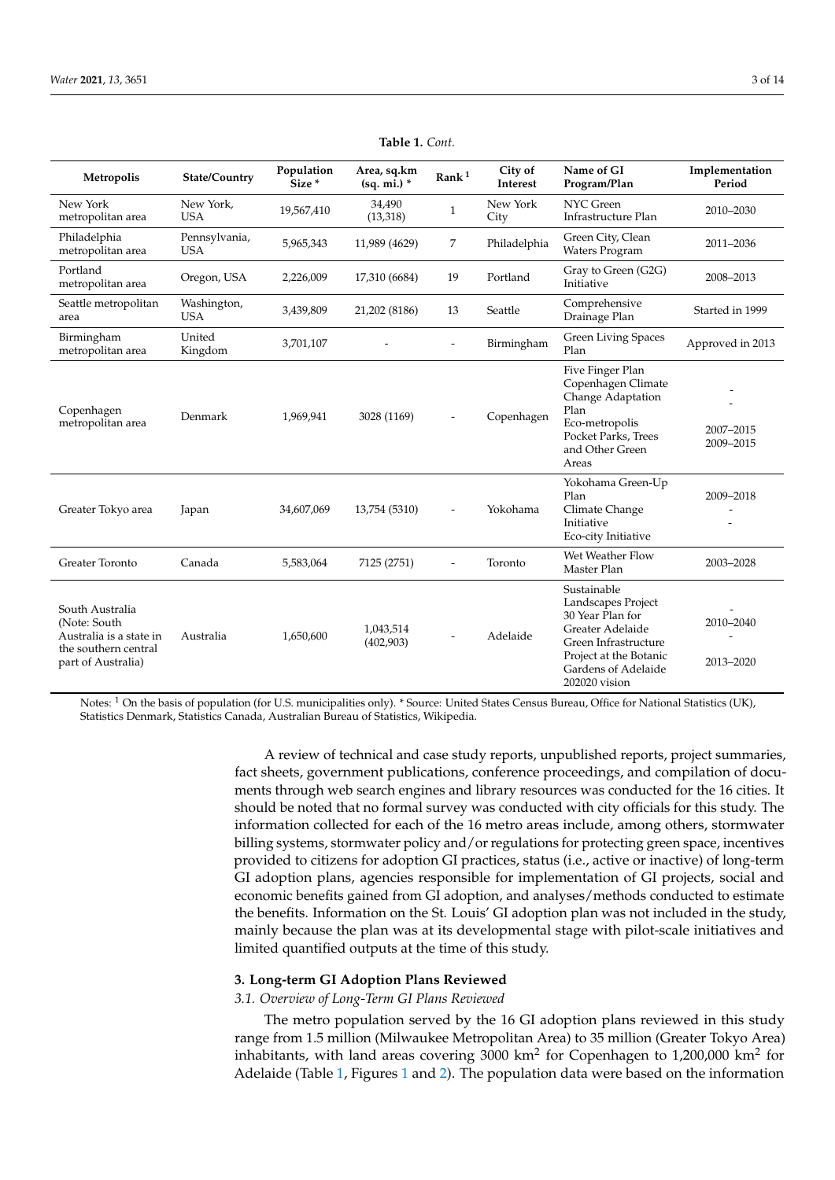**Table 1.** *Cont.*

| Metropolis | State/Country | Population Size * | Area, sq.km (sq. mi.) * | Rank [1] | City of Interest | Name of GI Program/Plan | Implementation Period |
|---|---|---|---|---|---|---|---|
| New York metropolitan area | New York, USA | 19,567,410 | 34,490 (13,318) | 1 | New York City | NYC Green Infrastructure Plan | 2010–2030 |
| Philadelphia metropolitan area | Pennsylvania, USA | 5,965,343 | 11,989 (4629) | 7 | Philadelphia | Green City, Clean Waters Program | 2011–2036 |
| Portland metropolitan area | Oregon, USA | 2,226,009 | 17,310 (6684) | 19 | Portland | Gray to Green (G2G) Initiative | 2008–2013 |
| Seattle metropolitan area | Washington, USA | 3,439,809 | 21,202 (8186) | 13 | Seattle | Comprehensive Drainage Plan | Started in 1999 |
| Birmingham metropolitan area | United Kingdom | 3,701,107 | - | - | Birmingham | Green Living Spaces Plan | Approved in 2013 |
| Copenhagen metropolitan area | Denmark | 1,969,941 | 3028 (1169) | - | Copenhagen | Five Finger Plan<br>Copenhagen Climate Change Adaptation Plan<br>Eco-metropolis<br>Pocket Parks, Trees and Other Green Areas | -<br>-<br>2007–2015<br>2009–2015 |
| Greater Tokyo area | Japan | 34,607,069 | 13,754 (5310) | - | Yokohama | Yokohama Green-Up Plan<br>Climate Change Initiative<br>Eco-city Initiative | 2009–2018<br>-<br>- |
| Greater Toronto | Canada | 5,583,064 | 7125 (2751) | - | Toronto | Wet Weather Flow Master Plan | 2003–2028 |
| South Australia (Note: South Australia is a state in the southern central part of Australia) | Australia | 1,650,600 | 1,043,514 (402,903) | - | Adelaide | Sustainable Landscapes Project<br>30 Year Plan for Greater Adelaide<br>Green Infrastructure Project at the Botanic Gardens of Adelaide<br>202020 vision | -<br>2010–2040<br>-<br>2013–2020 |

Notes: [1] On the basis of population (for U.S. municipalities only). * Source: United States Census Bureau, Office for National Statistics (UK), Statistics Denmark, Statistics Canada, Australian Bureau of Statistics, Wikipedia.

A review of technical and case study reports, unpublished reports, project summaries, fact sheets, government publications, conference proceedings, and compilation of documents through web search engines and library resources was conducted for the 16 cities. It should be noted that no formal survey was conducted with city officials for this study. The information collected for each of the 16 metro areas include, among others, stormwater billing systems, stormwater policy and/or regulations for protecting green space, incentives provided to citizens for adoption GI practices, status (i.e., active or inactive) of long-term GI adoption plans, agencies responsible for implementation of GI projects, social and economic benefits gained from GI adoption, and analyses/methods conducted to estimate the benefits. Information on the St. Louis' GI adoption plan was not included in the study, mainly because the plan was at its developmental stage with pilot-scale initiatives and limited quantified outputs at the time of this study.

## 3. Long-Term GI Adoption Plans Reviewed

### *3.1. Overview of Long-Term GI Plans Reviewed*

The metro population served by the 16 GI adoption plans reviewed in this study range from 1.5 million (Milwaukee Metropolitan Area) to 35 million (Greater Tokyo Area) inhabitants, with land areas covering 3000 km$^2$ for Copenhagen to 1,200,000 km$^2$ for Adelaide (Table 1, Figures 1 and 2). The population data were based on the information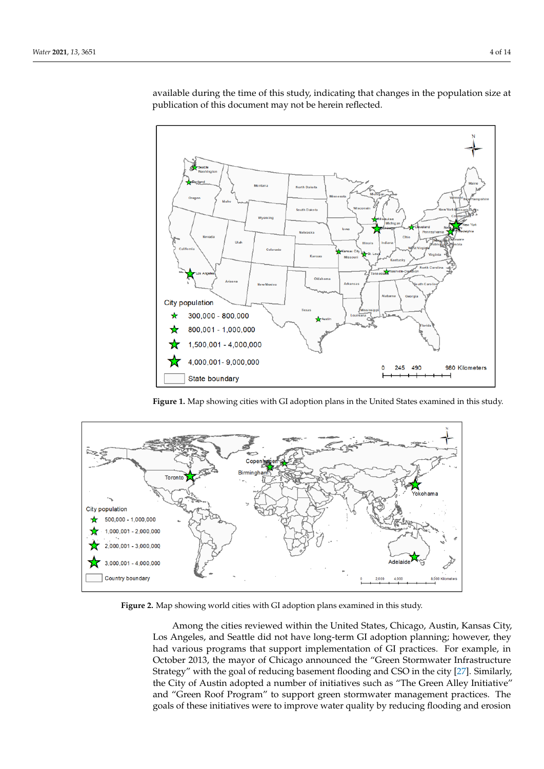available during the time of this study, indicating that changes in the population size at publication of this document may not be herein reflected.

**Figure 1.** Map showing cities with GI adoption plans in the United States examined in this study.

**Figure 2.** Map showing world cities with GI adoption plans examined in this study.

Among the cities reviewed within the United States, Chicago, Austin, Kansas City, Los Angeles, and Seattle did not have long-term GI adoption planning; however, they had various programs that support implementation of GI practices. For example, in October 2013, the mayor of Chicago announced the "Green Stormwater Infrastructure Strategy" with the goal of reducing basement flooding and CSO in the city [27]. Similarly, the City of Austin adopted a number of initiatives such as "The Green Alley Initiative" and "Green Roof Program" to support green stormwater management practices. The goals of these initiatives were to improve water quality by reducing flooding and erosion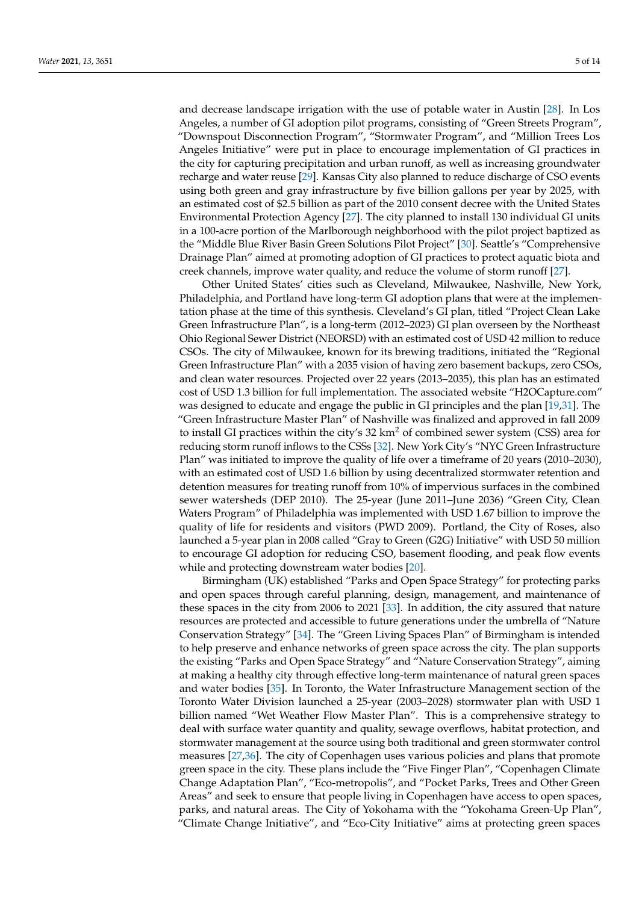and decrease landscape irrigation with the use of potable water in Austin [28]. In Los Angeles, a number of GI adoption pilot programs, consisting of "Green Streets Program", "Downspout Disconnection Program", "Stormwater Program", and "Million Trees Los Angeles Initiative" were put in place to encourage implementation of GI practices in the city for capturing precipitation and urban runoff, as well as increasing groundwater recharge and water reuse [29]. Kansas City also planned to reduce discharge of CSO events using both green and gray infrastructure by five billion gallons per year by 2025, with an estimated cost of $2.5 billion as part of the 2010 consent decree with the United States Environmental Protection Agency [27]. The city planned to install 130 individual GI units in a 100-acre portion of the Marlborough neighborhood with the pilot project baptized as the "Middle Blue River Basin Green Solutions Pilot Project" [30]. Seattle's "Comprehensive Drainage Plan" aimed at promoting adoption of GI practices to protect aquatic biota and creek channels, improve water quality, and reduce the volume of storm runoff [27].

Other United States' cities such as Cleveland, Milwaukee, Nashville, New York, Philadelphia, and Portland have long-term GI adoption plans that were at the implementation phase at the time of this synthesis. Cleveland's GI plan, titled "Project Clean Lake Green Infrastructure Plan", is a long-term (2012–2023) GI plan overseen by the Northeast Ohio Regional Sewer District (NEORSD) with an estimated cost of USD 42 million to reduce CSOs. The city of Milwaukee, known for its brewing traditions, initiated the "Regional Green Infrastructure Plan" with a 2035 vision of having zero basement backups, zero CSOs, and clean water resources. Projected over 22 years (2013–2035), this plan has an estimated cost of USD 1.3 billion for full implementation. The associated website "H2OCapture.com" was designed to educate and engage the public in GI principles and the plan [19,31]. The "Green Infrastructure Master Plan" of Nashville was finalized and approved in fall 2009 to install GI practices within the city's 32 km$^2$ of combined sewer system (CSS) area for reducing storm runoff inflows to the CSSs [32]. New York City's "NYC Green Infrastructure Plan" was initiated to improve the quality of life over a timeframe of 20 years (2010–2030), with an estimated cost of USD 1.6 billion by using decentralized stormwater retention and detention measures for treating runoff from 10% of impervious surfaces in the combined sewer watersheds (DEP 2010). The 25-year (June 2011–June 2036) "Green City, Clean Waters Program" of Philadelphia was implemented with USD 1.67 billion to improve the quality of life for residents and visitors (PWD 2009). Portland, the City of Roses, also launched a 5-year plan in 2008 called "Gray to Green (G2G) Initiative" with USD 50 million to encourage GI adoption for reducing CSO, basement flooding, and peak flow events while protecting downstream water bodies [20].

Birmingham (UK) established "Parks and Open Space Strategy" for protecting parks and open spaces through careful planning, design, management, and maintenance of these spaces in the city from 2006 to 2021 [33]. In addition, the city assured that nature resources are protected and accessible to future generations under the umbrella of "Nature Conservation Strategy" [34]. The "Green Living Spaces Plan" of Birmingham is intended to help preserve and enhance networks of green space across the city. The plan supports the existing "Parks and Open Space Strategy" and "Nature Conservation Strategy", aiming at making a healthy city through effective long-term maintenance of natural green spaces and water bodies [35]. In Toronto, the Water Infrastructure Management section of the Toronto Water Division launched a 25-year (2003–2028) stormwater plan with USD 1 billion named "Wet Weather Flow Master Plan". This is a comprehensive strategy to deal with surface water quantity and quality, sewage overflows, habitat protection, and stormwater management at the source using both traditional and green stormwater control measures [27,36]. The city of Copenhagen uses various policies and plans that promote green space in the city. These plans include the "Five Finger Plan", "Copenhagen Climate Change Adaptation Plan", "Eco-metropolis", and "Pocket Parks, Trees and Other Green Areas" and seek to ensure that people living in Copenhagen have access to open spaces, parks, and natural areas. The City of Yokohama with the "Yokohama Green-Up Plan", "Climate Change Initiative", and "Eco-City Initiative" aims at protecting green spaces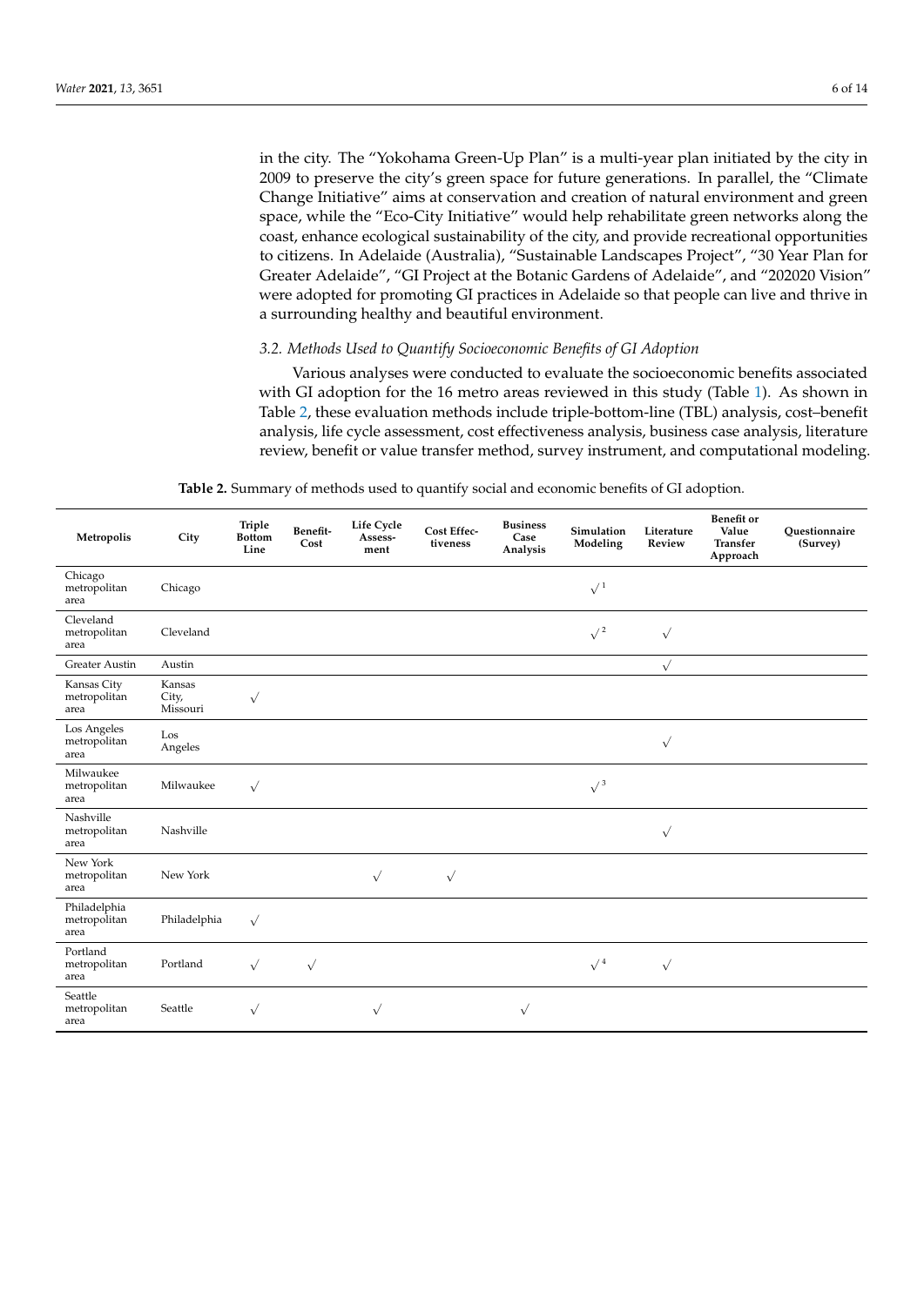in the city. The "Yokohama Green-Up Plan" is a multi-year plan initiated by the city in 2009 to preserve the city's green space for future generations. In parallel, the "Climate Change Initiative" aims at conservation and creation of natural environment and green space, while the "Eco-City Initiative" would help rehabilitate green networks along the coast, enhance ecological sustainability of the city, and provide recreational opportunities to citizens. In Adelaide (Australia), "Sustainable Landscapes Project", "30 Year Plan for Greater Adelaide", "GI Project at the Botanic Gardens of Adelaide", and "202020 Vision" were adopted for promoting GI practices in Adelaide so that people can live and thrive in a surrounding healthy and beautiful environment.

### *3.2. Methods Used to Quantify Socioeconomic Benefits of GI Adoption*

Various analyses were conducted to evaluate the socioeconomic benefits associated with GI adoption for the 16 metro areas reviewed in this study (Table 1). As shown in Table 2, these evaluation methods include triple-bottom-line (TBL) analysis, cost–benefit analysis, life cycle assessment, cost effectiveness analysis, business case analysis, literature review, benefit or value transfer method, survey instrument, and computational modeling.

**Table 2.** Summary of methods used to quantify social and economic benefits of GI adoption.

| Metropolis | City | Triple Bottom Line | Benefit-Cost | Life Cycle Assessment | Cost Effectiveness | Business Case Analysis | Simulation Modeling | Literature Review | Benefit or Value Transfer Approach | Questionnaire (Survey) |
|---|---|---|---|---|---|---|---|---|---|---|
| Chicago metropolitan area | Chicago | | | | | | √ [1] | | | |
| Cleveland metropolitan area | Cleveland | | | | | | √ [2] | √ | | |
| Greater Austin | Austin | | | | | | | √ | | |
| Kansas City metropolitan area | Kansas City, Missouri | √ | | | | | | | | |
| Los Angeles metropolitan area | Los Angeles | | | | | | | √ | | |
| Milwaukee metropolitan area | Milwaukee | √ | | | | | √ [3] | | | |
| Nashville metropolitan area | Nashville | | | | | | | √ | | |
| New York metropolitan area | New York | | | √ | √ | | | | | |
| Philadelphia metropolitan area | Philadelphia | √ | | | | | | | | |
| Portland metropolitan area | Portland | √ | √ | | | | √ [4] | √ | | |
| Seattle metropolitan area | Seattle | √ | | √ | | √ | | | | |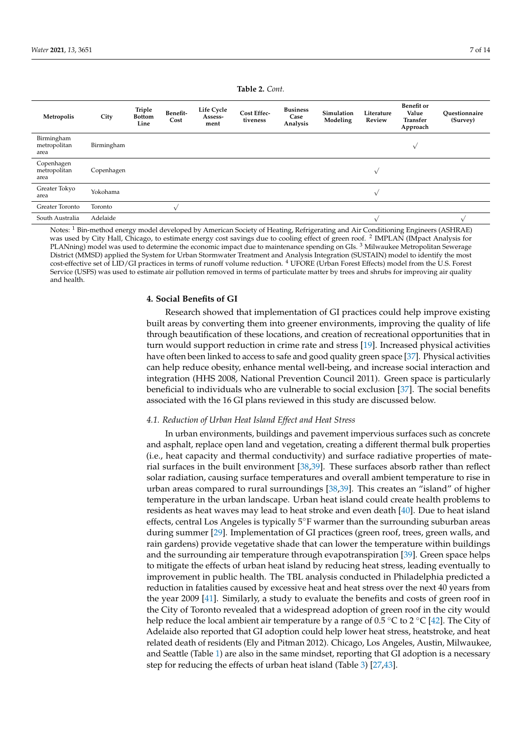**Table 2.** *Cont.*

| Metropolis | City | Triple Bottom Line | Benefit-Cost | Life Cycle Assessment | Cost Effectiveness | Business Case Analysis | Simulation Modeling | Literature Review | Benefit or Value Transfer Approach | Questionnaire (Survey) |
|---|---|---|---|---|---|---|---|---|---|---|
| Birmingham metropolitan area | Birmingham | | | | | | | | √ | |
| Copenhagen metropolitan area | Copenhagen | | | | | | | √ | | |
| Greater Tokyo area | Yokohama | | | | | | | √ | | |
| Greater Toronto | Toronto | | √ | | | | | | | |
| South Australia | Adelaide | | | | | | | √ | | √ |

Notes: [1] Bin-method energy model developed by American Society of Heating, Refrigerating and Air Conditioning Engineers (ASHRAE) was used by City Hall, Chicago, to estimate energy cost savings due to cooling effect of green roof. [2] IMPLAN (IMpact Analysis for PLANning) model was used to determine the economic impact due to maintenance spending on GIs. [3] Milwaukee Metropolitan Sewerage District (MMSD) applied the System for Urban Stormwater Treatment and Analysis Integration (SUSTAIN) model to identify the most cost-effective set of LID/GI practices in terms of runoff volume reduction. [4] UFORE (Urban Forest Effects) model from the U.S. Forest Service (USFS) was used to estimate air pollution removed in terms of particulate matter by trees and shrubs for improving air quality and health.

## 4. Social Benefits of GI

Research showed that implementation of GI practices could help improve existing built areas by converting them into greener environments, improving the quality of life through beautification of these locations, and creation of recreational opportunities that in turn would support reduction in crime rate and stress [19]. Increased physical activities have often been linked to access to safe and good quality green space [37]. Physical activities can help reduce obesity, enhance mental well-being, and increase social interaction and integration (HHS 2008, National Prevention Council 2011). Green space is particularly beneficial to individuals who are vulnerable to social exclusion [37]. The social benefits associated with the 16 GI plans reviewed in this study are discussed below.

### *4.1. Reduction of Urban Heat Island Effect and Heat Stress*

In urban environments, buildings and pavement impervious surfaces such as concrete and asphalt, replace open land and vegetation, creating a different thermal bulk properties (i.e., heat capacity and thermal conductivity) and surface radiative properties of material surfaces in the built environment [38,39]. These surfaces absorb rather than reflect solar radiation, causing surface temperatures and overall ambient temperature to rise in urban areas compared to rural surroundings [38,39]. This creates an "island" of higher temperature in the urban landscape. Urban heat island could create health problems to residents as heat waves may lead to heat stroke and even death [40]. Due to heat island effects, central Los Angeles is typically 5°F warmer than the surrounding suburban areas during summer [29]. Implementation of GI practices (green roof, trees, green walls, and rain gardens) provide vegetative shade that can lower the temperature within buildings and the surrounding air temperature through evapotranspiration [39]. Green space helps to mitigate the effects of urban heat island by reducing heat stress, leading eventually to improvement in public health. The TBL analysis conducted in Philadelphia predicted a reduction in fatalities caused by excessive heat and heat stress over the next 40 years from the year 2009 [41]. Similarly, a study to evaluate the benefits and costs of green roof in the City of Toronto revealed that a widespread adoption of green roof in the city would help reduce the local ambient air temperature by a range of 0.5 °C to 2 °C [42]. The City of Adelaide also reported that GI adoption could help lower heat stress, heatstroke, and heat related death of residents (Ely and Pitman 2012). Chicago, Los Angeles, Austin, Milwaukee, and Seattle (Table 1) are also in the same mindset, reporting that GI adoption is a necessary step for reducing the effects of urban heat island (Table 3) [27,43].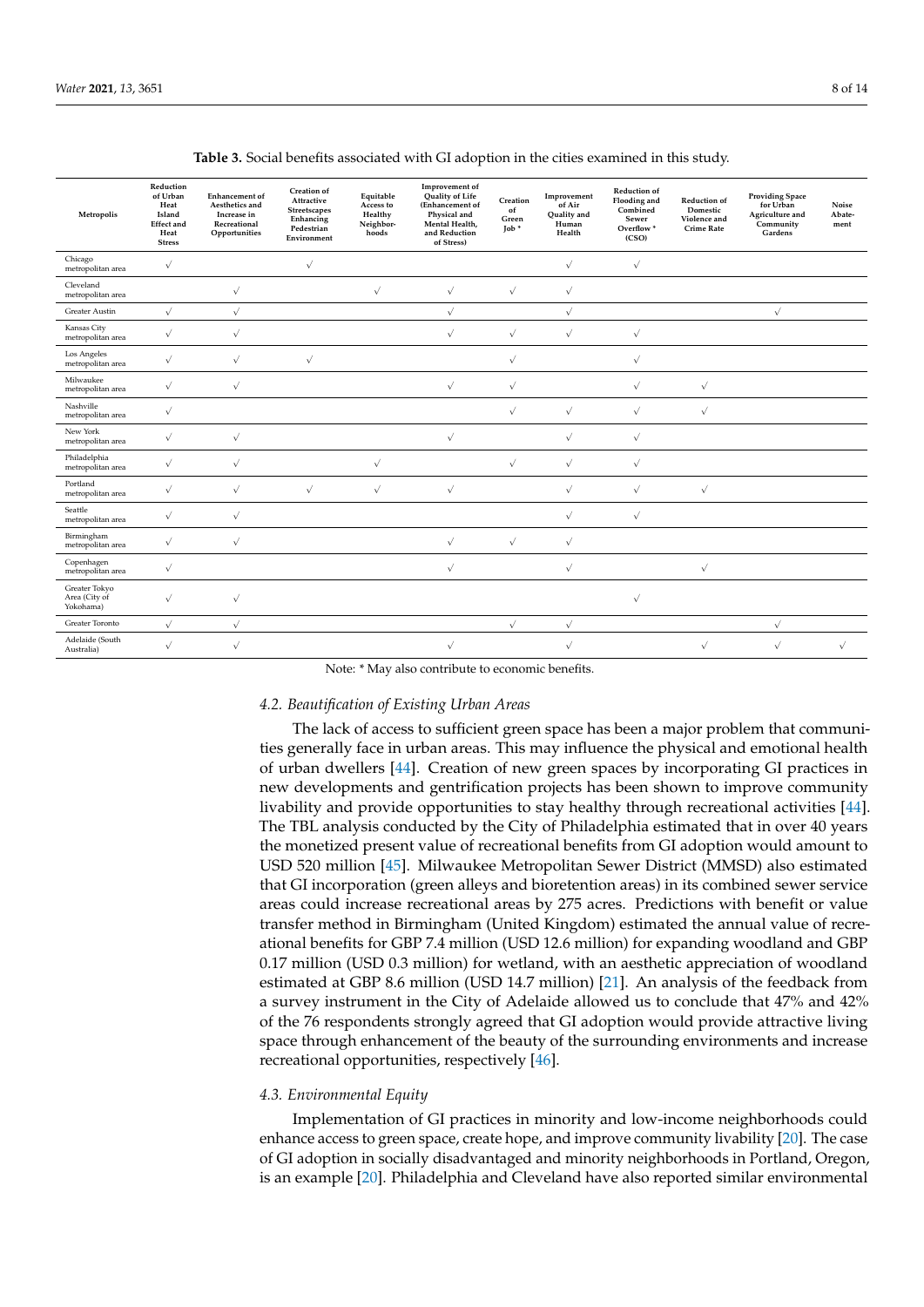**Table 3.** Social benefits associated with GI adoption in the cities examined in this study.

| Metropolis | Reduction of Urban Heat Island Effect and Heat Stress | Enhancement of Aesthetics and Increase in Recreational Opportunities | Creation of Attractive Streetscapes Enhancing Pedestrian Environment | Equitable Access to Healthy Neighbor-hoods | Improvement of Quality of Life (Enhancement of Physical and Mental Health, and Reduction of Stress) | Creation of Green Job * | Improvement of Air Quality and Human Health | Reduction of Flooding and Combined Sewer Overflow * (CSO) | Reduction of Domestic Violence and Crime Rate | Providing Space for Urban Agriculture and Community Gardens | Noise Abate-ment |
|---|---|---|---|---|---|---|---|---|---|---|---|
| Chicago metropolitan area | √ | | √ | | | | √ | √ | | | |
| Cleveland metropolitan area | | √ | | √ | √ | √ | √ | | | | |
| Greater Austin | √ | √ | | | √ | | √ | | | √ | |
| Kansas City metropolitan area | √ | √ | | | √ | √ | √ | √ | | | |
| Los Angeles metropolitan area | √ | √ | √ | | | √ | | √ | | | |
| Milwaukee metropolitan area | √ | √ | | | √ | √ | | √ | √ | | |
| Nashville metropolitan area | √ | | | | | √ | √ | √ | √ | | |
| New York metropolitan area | √ | √ | | | √ | | √ | √ | | | |
| Philadelphia metropolitan area | √ | √ | | √ | | √ | √ | √ | | | |
| Portland metropolitan area | √ | √ | √ | √ | √ | | √ | √ | √ | | |
| Seattle metropolitan area | √ | √ | | | | | √ | √ | | | |
| Birmingham metropolitan area | √ | √ | | | √ | √ | √ | | | | |
| Copenhagen metropolitan area | √ | | | | √ | | √ | | √ | | |
| Greater Tokyo Area (City of Yokohama) | √ | √ | | | | | | √ | | | |
| Greater Toronto | √ | √ | | | | √ | √ | | | √ | |
| Adelaide (South Australia) | √ | √ | | | √ | | √ | | √ | √ | √ |

Note: * May also contribute to economic benefits.

### 4.2. Beautification of Existing Urban Areas

The lack of access to sufficient green space has been a major problem that communities generally face in urban areas. This may influence the physical and emotional health of urban dwellers [44]. Creation of new green spaces by incorporating GI practices in new developments and gentrification projects has been shown to improve community livability and provide opportunities to stay healthy through recreational activities [44]. The TBL analysis conducted by the City of Philadelphia estimated that in over 40 years the monetized present value of recreational benefits from GI adoption would amount to USD 520 million [45]. Milwaukee Metropolitan Sewer District (MMSD) also estimated that GI incorporation (green alleys and bioretention areas) in its combined sewer service areas could increase recreational areas by 275 acres. Predictions with benefit or value transfer method in Birmingham (United Kingdom) estimated the annual value of recreational benefits for GBP 7.4 million (USD 12.6 million) for expanding woodland and GBP 0.17 million (USD 0.3 million) for wetland, with an aesthetic appreciation of woodland estimated at GBP 8.6 million (USD 14.7 million) [21]. An analysis of the feedback from a survey instrument in the City of Adelaide allowed us to conclude that 47% and 42% of the 76 respondents strongly agreed that GI adoption would provide attractive living space through enhancement of the beauty of the surrounding environments and increase recreational opportunities, respectively [46].

### 4.3. Environmental Equity

Implementation of GI practices in minority and low-income neighborhoods could enhance access to green space, create hope, and improve community livability [20]. The case of GI adoption in socially disadvantaged and minority neighborhoods in Portland, Oregon, is an example [20]. Philadelphia and Cleveland have also reported similar environmental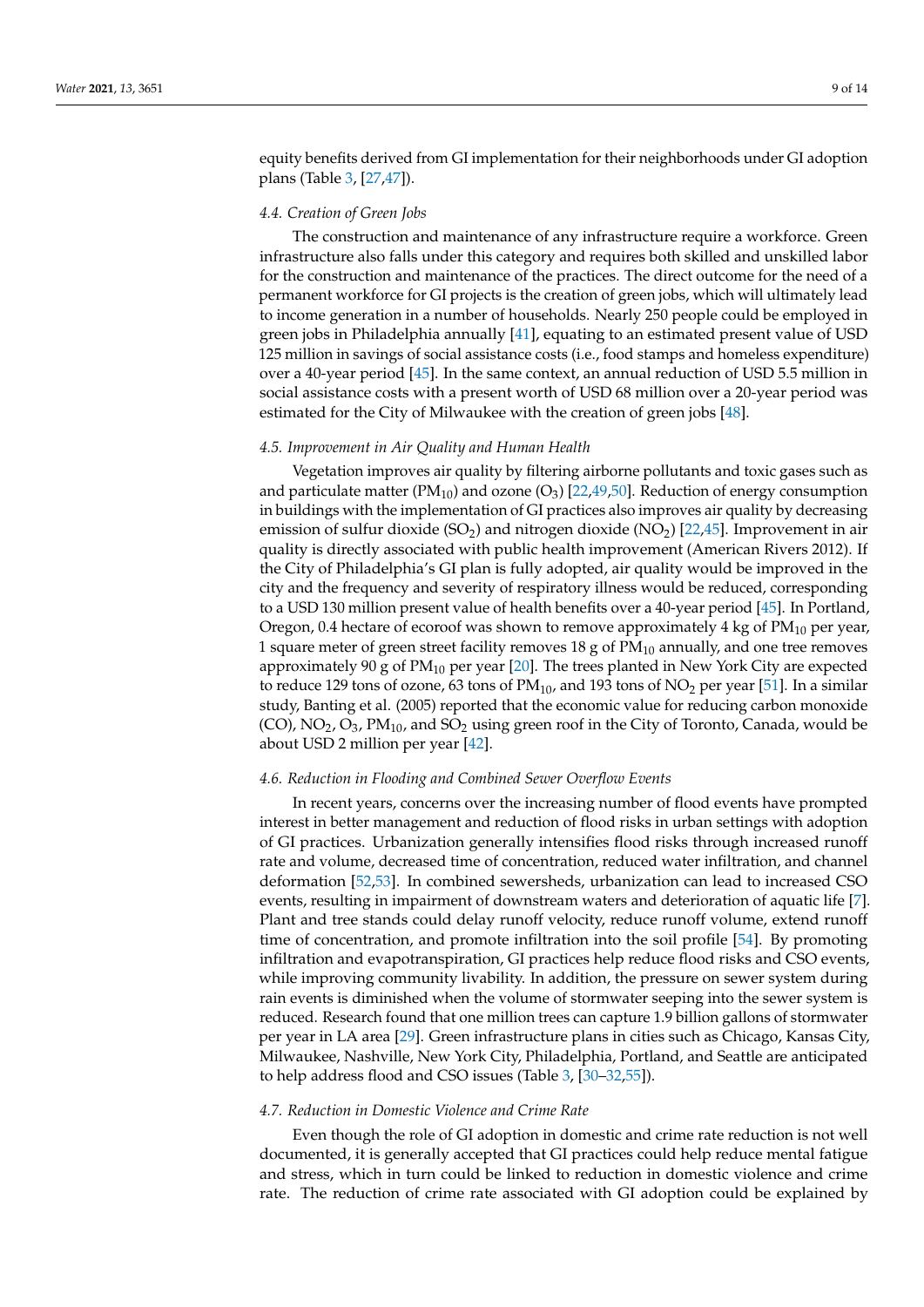equity benefits derived from GI implementation for their neighborhoods under GI adoption plans (Table 3, [27,47]).

### *4.4. Creation of Green Jobs*

The construction and maintenance of any infrastructure require a workforce. Green infrastructure also falls under this category and requires both skilled and unskilled labor for the construction and maintenance of the practices. The direct outcome for the need of a permanent workforce for GI projects is the creation of green jobs, which will ultimately lead to income generation in a number of households. Nearly 250 people could be employed in green jobs in Philadelphia annually [41], equating to an estimated present value of USD 125 million in savings of social assistance costs (i.e., food stamps and homeless expenditure) over a 40-year period [45]. In the same context, an annual reduction of USD 5.5 million in social assistance costs with a present worth of USD 68 million over a 20-year period was estimated for the City of Milwaukee with the creation of green jobs [48].

### *4.5. Improvement in Air Quality and Human Health*

Vegetation improves air quality by filtering airborne pollutants and toxic gases such as and particulate matter ($PM_{10}$) and ozone ($O_3$) [22,49,50]. Reduction of energy consumption in buildings with the implementation of GI practices also improves air quality by decreasing emission of sulfur dioxide ($SO_2$) and nitrogen dioxide ($NO_2$) [22,45]. Improvement in air quality is directly associated with public health improvement (American Rivers 2012). If the City of Philadelphia's GI plan is fully adopted, air quality would be improved in the city and the frequency and severity of respiratory illness would be reduced, corresponding to a USD 130 million present value of health benefits over a 40-year period [45]. In Portland, Oregon, 0.4 hectare of ecoroof was shown to remove approximately 4 kg of $PM_{10}$ per year, 1 square meter of green street facility removes 18 g of $PM_{10}$ annually, and one tree removes approximately 90 g of $PM_{10}$ per year [20]. The trees planted in New York City are expected to reduce 129 tons of ozone, 63 tons of $PM_{10}$, and 193 tons of $NO_2$ per year [51]. In a similar study, Banting et al. (2005) reported that the economic value for reducing carbon monoxide (CO), $NO_2$, $O_3$, $PM_{10}$, and $SO_2$ using green roof in the City of Toronto, Canada, would be about USD 2 million per year [42].

### *4.6. Reduction in Flooding and Combined Sewer Overflow Events*

In recent years, concerns over the increasing number of flood events have prompted interest in better management and reduction of flood risks in urban settings with adoption of GI practices. Urbanization generally intensifies flood risks through increased runoff rate and volume, decreased time of concentration, reduced water infiltration, and channel deformation [52,53]. In combined sewersheds, urbanization can lead to increased CSO events, resulting in impairment of downstream waters and deterioration of aquatic life [7]. Plant and tree stands could delay runoff velocity, reduce runoff volume, extend runoff time of concentration, and promote infiltration into the soil profile [54]. By promoting infiltration and evapotranspiration, GI practices help reduce flood risks and CSO events, while improving community livability. In addition, the pressure on sewer system during rain events is diminished when the volume of stormwater seeping into the sewer system is reduced. Research found that one million trees can capture 1.9 billion gallons of stormwater per year in LA area [29]. Green infrastructure plans in cities such as Chicago, Kansas City, Milwaukee, Nashville, New York City, Philadelphia, Portland, and Seattle are anticipated to help address flood and CSO issues (Table 3, [30–32,55]).

### *4.7. Reduction in Domestic Violence and Crime Rate*

Even though the role of GI adoption in domestic and crime rate reduction is not well documented, it is generally accepted that GI practices could help reduce mental fatigue and stress, which in turn could be linked to reduction in domestic violence and crime rate. The reduction of crime rate associated with GI adoption could be explained by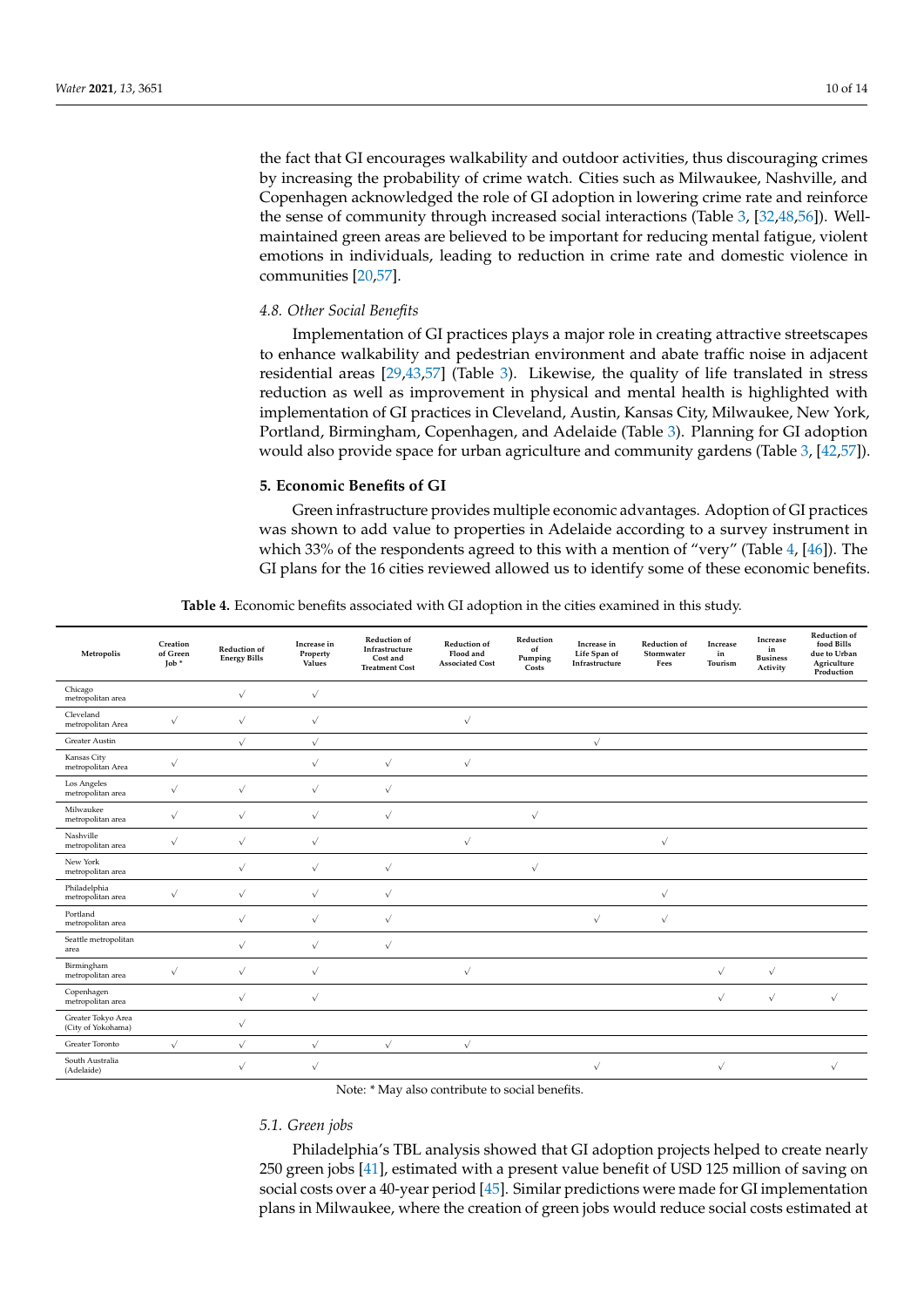the fact that GI encourages walkability and outdoor activities, thus discouraging crimes by increasing the probability of crime watch. Cities such as Milwaukee, Nashville, and Copenhagen acknowledged the role of GI adoption in lowering crime rate and reinforce the sense of community through increased social interactions (Table 3, [32,48,56]). Well-maintained green areas are believed to be important for reducing mental fatigue, violent emotions in individuals, leading to reduction in crime rate and domestic violence in communities [20,57].

### *4.8. Other Social Benefits*

Implementation of GI practices plays a major role in creating attractive streetscapes to enhance walkability and pedestrian environment and abate traffic noise in adjacent residential areas [29,43,57] (Table 3). Likewise, the quality of life translated in stress reduction as well as improvement in physical and mental health is highlighted with implementation of GI practices in Cleveland, Austin, Kansas City, Milwaukee, New York, Portland, Birmingham, Copenhagen, and Adelaide (Table 3). Planning for GI adoption would also provide space for urban agriculture and community gardens (Table 3, [42,57]).

## **5. Economic Benefits of GI**

Green infrastructure provides multiple economic advantages. Adoption of GI practices was shown to add value to properties in Adelaide according to a survey instrument in which 33% of the respondents agreed to this with a mention of "very" (Table 4, [46]). The GI plans for the 16 cities reviewed allowed us to identify some of these economic benefits.

**Table 4.** Economic benefits associated with GI adoption in the cities examined in this study.

| Metropolis | Creation of Green Job * | Reduction of Energy Bills | Increase in Property Values | Reduction of Infrastructure Cost and Treatment Cost | Reduction of Flood and Associated Cost | Reduction of Pumping Costs | Increase in Life Span of Infrastructure | Reduction of Stormwater Fees | Increase in Tourism | Increase in Business Activity | Reduction of food Bills due to Urban Agriculture Production |
|---|---|---|---|---|---|---|---|---|---|---|---|
| Chicago metropolitan area | | √ | √ | | | | | | | | |
| Cleveland metropolitan Area | √ | √ | √ | | √ | | | | | | |
| Greater Austin | | √ | √ | | | | √ | | | | |
| Kansas City metropolitan Area | √ | | √ | √ | √ | | | | | | |
| Los Angeles metropolitan area | √ | √ | √ | √ | | | | | | | |
| Milwaukee metropolitan area | √ | √ | √ | √ | | √ | | | | | |
| Nashville metropolitan area | √ | √ | √ | | √ | | | √ | | | |
| New York metropolitan area | | √ | √ | √ | | √ | | | | | |
| Philadelphia metropolitan area | √ | √ | √ | √ | | | | √ | | | |
| Portland metropolitan area | | √ | √ | √ | | | √ | √ | | | |
| Seattle metropolitan area | | √ | √ | √ | | | | | | | |
| Birmingham metropolitan area | √ | √ | √ | | √ | | | | √ | √ | |
| Copenhagen metropolitan area | | √ | √ | | | | | | √ | √ | √ |
| Greater Tokyo Area (City of Yokohama) | | √ | | | | | | | | | |
| Greater Toronto | √ | √ | √ | √ | √ | | | | | | |
| South Australia (Adelaide) | | √ | √ | | | | √ | | √ | | √ |

Note: * May also contribute to social benefits.

### *5.1. Green jobs*

Philadelphia's TBL analysis showed that GI adoption projects helped to create nearly 250 green jobs [41], estimated with a present value benefit of USD 125 million of saving on social costs over a 40-year period [45]. Similar predictions were made for GI implementation plans in Milwaukee, where the creation of green jobs would reduce social costs estimated at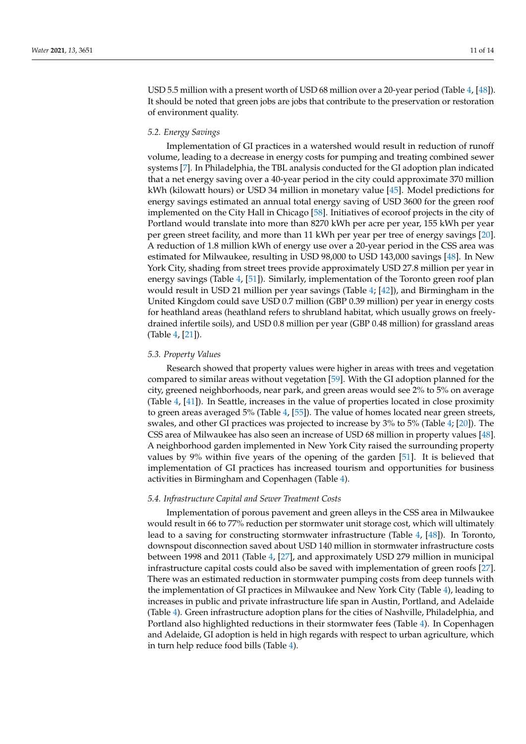USD 5.5 million with a present worth of USD 68 million over a 20-year period (Table 4, [48]). It should be noted that green jobs are jobs that contribute to the preservation or restoration of environment quality.

### 5.2. Energy Savings

Implementation of GI practices in a watershed would result in reduction of runoff volume, leading to a decrease in energy costs for pumping and treating combined sewer systems [7]. In Philadelphia, the TBL analysis conducted for the GI adoption plan indicated that a net energy saving over a 40-year period in the city could approximate 370 million kWh (kilowatt hours) or USD 34 million in monetary value [45]. Model predictions for energy savings estimated an annual total energy saving of USD 3600 for the green roof implemented on the City Hall in Chicago [58]. Initiatives of ecoroof projects in the city of Portland would translate into more than 8270 kWh per acre per year, 155 kWh per year per green street facility, and more than 11 kWh per year per tree of energy savings [20]. A reduction of 1.8 million kWh of energy use over a 20-year period in the CSS area was estimated for Milwaukee, resulting in USD 98,000 to USD 143,000 savings [48]. In New York City, shading from street trees provide approximately USD 27.8 million per year in energy savings (Table 4, [51]). Similarly, implementation of the Toronto green roof plan would result in USD 21 million per year savings (Table 4; [42]), and Birmingham in the United Kingdom could save USD 0.7 million (GBP 0.39 million) per year in energy costs for heathland areas (heathland refers to shrubland habitat, which usually grows on freely-drained infertile soils), and USD 0.8 million per year (GBP 0.48 million) for grassland areas (Table 4, [21]).

### 5.3. Property Values

Research showed that property values were higher in areas with trees and vegetation compared to similar areas without vegetation [59]. With the GI adoption planned for the city, greened neighborhoods, near park, and green areas would see 2% to 5% on average (Table 4, [41]). In Seattle, increases in the value of properties located in close proximity to green areas averaged 5% (Table 4, [55]). The value of homes located near green streets, swales, and other GI practices was projected to increase by 3% to 5% (Table 4; [20]). The CSS area of Milwaukee has also seen an increase of USD 68 million in property values [48]. A neighborhood garden implemented in New York City raised the surrounding property values by 9% within five years of the opening of the garden [51]. It is believed that implementation of GI practices has increased tourism and opportunities for business activities in Birmingham and Copenhagen (Table 4).

### 5.4. Infrastructure Capital and Sewer Treatment Costs

Implementation of porous pavement and green alleys in the CSS area in Milwaukee would result in 66 to 77% reduction per stormwater unit storage cost, which will ultimately lead to a saving for constructing stormwater infrastructure (Table 4, [48]). In Toronto, downspout disconnection saved about USD 140 million in stormwater infrastructure costs between 1998 and 2011 (Table 4, [27], and approximately USD 279 million in municipal infrastructure capital costs could also be saved with implementation of green roofs [27]. There was an estimated reduction in stormwater pumping costs from deep tunnels with the implementation of GI practices in Milwaukee and New York City (Table 4), leading to increases in public and private infrastructure life span in Austin, Portland, and Adelaide (Table 4). Green infrastructure adoption plans for the cities of Nashville, Philadelphia, and Portland also highlighted reductions in their stormwater fees (Table 4). In Copenhagen and Adelaide, GI adoption is held in high regards with respect to urban agriculture, which in turn help reduce food bills (Table 4).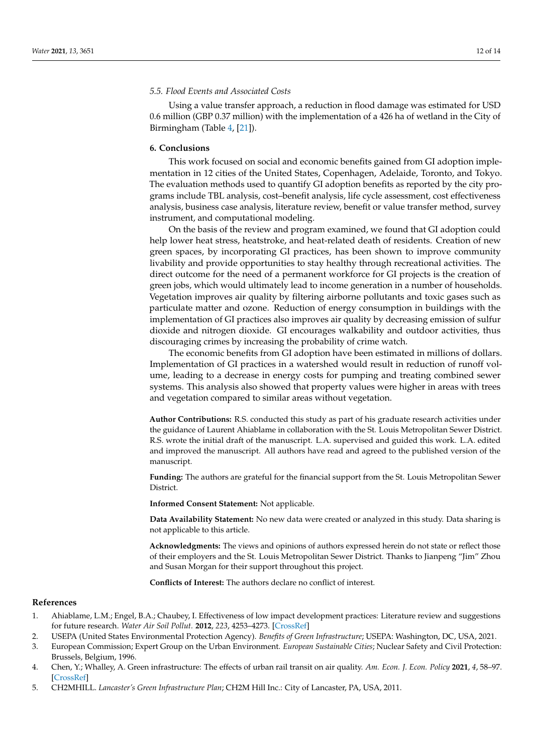### 5.5. Flood Events and Associated Costs

Using a value transfer approach, a reduction in flood damage was estimated for USD 0.6 million (GBP 0.37 million) with the implementation of a 426 ha of wetland in the City of Birmingham (Table 4, [21]).

## 6. Conclusions

This work focused on social and economic benefits gained from GI adoption implementation in 12 cities of the United States, Copenhagen, Adelaide, Toronto, and Tokyo. The evaluation methods used to quantify GI adoption benefits as reported by the city programs include TBL analysis, cost–benefit analysis, life cycle assessment, cost effectiveness analysis, business case analysis, literature review, benefit or value transfer method, survey instrument, and computational modeling.

On the basis of the review and program examined, we found that GI adoption could help lower heat stress, heatstroke, and heat-related death of residents. Creation of new green spaces, by incorporating GI practices, has been shown to improve community livability and provide opportunities to stay healthy through recreational activities. The direct outcome for the need of a permanent workforce for GI projects is the creation of green jobs, which would ultimately lead to income generation in a number of households. Vegetation improves air quality by filtering airborne pollutants and toxic gases such as particulate matter and ozone. Reduction of energy consumption in buildings with the implementation of GI practices also improves air quality by decreasing emission of sulfur dioxide and nitrogen dioxide. GI encourages walkability and outdoor activities, thus discouraging crimes by increasing the probability of crime watch.

The economic benefits from GI adoption have been estimated in millions of dollars. Implementation of GI practices in a watershed would result in reduction of runoff volume, leading to a decrease in energy costs for pumping and treating combined sewer systems. This analysis also showed that property values were higher in areas with trees and vegetation compared to similar areas without vegetation.

**Author Contributions:** R.S. conducted this study as part of his graduate research activities under the guidance of Laurent Ahiablame in collaboration with the St. Louis Metropolitan Sewer District. R.S. wrote the initial draft of the manuscript. L.A. supervised and guided this work. L.A. edited and improved the manuscript. All authors have read and agreed to the published version of the manuscript.

**Funding:** The authors are grateful for the financial support from the St. Louis Metropolitan Sewer District.

**Informed Consent Statement:** Not applicable.

**Data Availability Statement:** No new data were created or analyzed in this study. Data sharing is not applicable to this article.

**Acknowledgments:** The views and opinions of authors expressed herein do not state or reflect those of their employers and the St. Louis Metropolitan Sewer District. Thanks to Jianpeng "Jim" Zhou and Susan Morgan for their support throughout this project.

**Conflicts of Interest:** The authors declare no conflict of interest.

## References

1. Ahiablame, L.M.; Engel, B.A.; Chaubey, I. Effectiveness of low impact development practices: Literature review and suggestions for future research. *Water Air Soil Pollut.* **2012**, *223*, 4253–4273. [CrossRef]
2. USEPA (United States Environmental Protection Agency). *Benefits of Green Infrastructure*; USEPA: Washington, DC, USA, 2021.
3. European Commission; Expert Group on the Urban Environment. *European Sustainable Cities*; Nuclear Safety and Civil Protection: Brussels, Belgium, 1996.
4. Chen, Y.; Whalley, A. Green infrastructure: The effects of urban rail transit on air quality. *Am. Econ. J. Econ. Policy* **2021**, *4*, 58–97. [CrossRef]
5. CH2MHILL. *Lancaster's Green Infrastructure Plan*; CH2M Hill Inc.: City of Lancaster, PA, USA, 2011.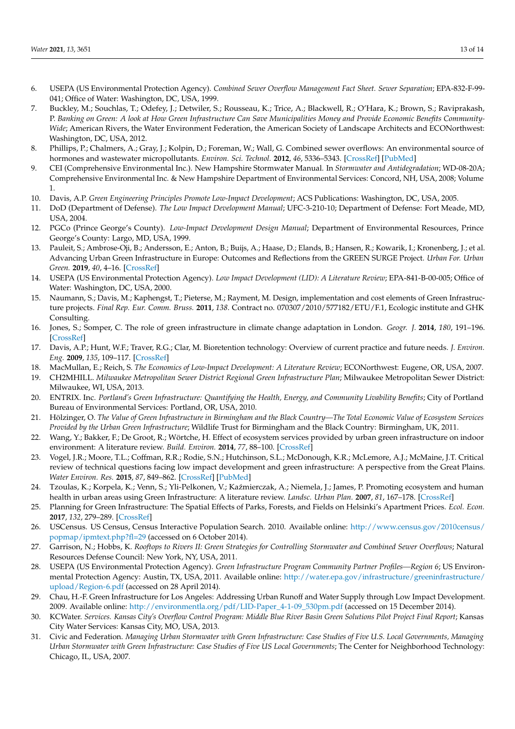6. USEPA (US Environmental Protection Agency). *Combined Sewer Overflow Management Fact Sheet. Sewer Separation*; EPA-832-F-99-041; Office of Water: Washington, DC, USA, 1999.
7. Buckley, M.; Souchlas, T.; Odefey, J.; Detwiler, S.; Rousseau, K.; Trice, A.; Blackwell, R.; O'Hara, K.; Brown, S.; Raviprakash, P. *Banking on Green: A look at How Green Infrastructure Can Save Municipalities Money and Provide Economic Benefits Community-Wide*; American Rivers, the Water Environment Federation, the American Society of Landscape Architects and ECONorthwest: Washington, DC, USA, 2012.
8. Phillips, P.; Chalmers, A.; Gray, J.; Kolpin, D.; Foreman, W.; Wall, G. Combined sewer overflows: An environmental source of hormones and wastewater micropollutants. *Environ. Sci. Technol.* **2012**, *46*, 5336–5343. [CrossRef] [PubMed]
9. CEI (Comprehensive Environmental Inc.). New Hampshire Stormwater Manual. In *Stormwater and Antidegradation*; WD-08-20A; Comprehensive Environmental Inc. & New Hampshire Department of Environmental Services: Concord, NH, USA, 2008; Volume 1.
10. Davis, A.P. *Green Engineering Principles Promote Low-Impact Development*; ACS Publications: Washington, DC, USA, 2005.
11. DoD (Department of Defense). *The Low Impact Development Manual*; UFC-3-210-10; Department of Defense: Fort Meade, MD, USA, 2004.
12. PGCo (Prince George's County). *Low-Impact Development Design Manual*; Department of Environmental Resources, Prince George's County: Largo, MD, USA, 1999.
13. Pauleit, S.; Ambrose-Oji, B.; Andersson, E.; Anton, B.; Buijs, A.; Haase, D.; Elands, B.; Hansen, R.; Kowarik, I.; Kronenberg, J.; et al. Advancing Urban Green Infrastructure in Europe: Outcomes and Reflections from the GREEN SURGE Project. *Urban For. Urban Green.* **2019**, *40*, 4–16. [CrossRef]
14. USEPA (US Environmental Protection Agency). *Low Impact Development (LID): A Literature Review*; EPA-841-B-00-005; Office of Water: Washington, DC, USA, 2000.
15. Naumann, S.; Davis, M.; Kaphengst, T.; Pieterse, M.; Rayment, M. Design, implementation and cost elements of Green Infrastructure projects. *Final Rep. Eur. Comm. Bruss.* **2011**, *138*. Contract no. 070307/2010/577182/ETU/F.1, Ecologic institute and GHK Consulting.
16. Jones, S.; Somper, C. The role of green infrastructure in climate change adaptation in London. *Geogr. J.* **2014**, *180*, 191–196. [CrossRef]
17. Davis, A.P.; Hunt, W.F.; Traver, R.G.; Clar, M. Bioretention technology: Overview of current practice and future needs. *J. Environ. Eng.* **2009**, *135*, 109–117. [CrossRef]
18. MacMullan, E.; Reich, S. *The Economics of Low-Impact Development: A Literature Review*; ECONorthwest: Eugene, OR, USA, 2007.
19. CH2MHILL. *Milwaukee Metropolitan Sewer District Regional Green Infrastructure Plan*; Milwaukee Metropolitan Sewer District: Milwaukee, WI, USA, 2013.
20. ENTRIX. Inc. *Portland's Green Infrastructure: Quantifying the Health, Energy, and Community Livability Benefits*; City of Portland Bureau of Environmental Services: Portland, OR, USA, 2010.
21. Hölzinger, O. *The Value of Green Infrastructure in Birmingham and the Black Country—The Total Economic Value of Ecosystem Services Provided by the Urban Green Infrastructure*; Wildlife Trust for Birmingham and the Black Country: Birmingham, UK, 2011.
22. Wang, Y.; Bakker, F.; De Groot, R.; Wörtche, H. Effect of ecosystem services provided by urban green infrastructure on indoor environment: A literature review. *Build. Environ.* **2014**, *77*, 88–100. [CrossRef]
23. Vogel, J.R.; Moore, T.L.; Coffman, R.R.; Rodie, S.N.; Hutchinson, S.L.; McDonough, K.R.; McLemore, A.J.; McMaine, J.T. Critical review of technical questions facing low impact development and green infrastructure: A perspective from the Great Plains. *Water Environ. Res.* **2015**, *87*, 849–862. [CrossRef] [PubMed]
24. Tzoulas, K.; Korpela, K.; Venn, S.; Yli-Pelkonen, V.; Kaźmierczak, A.; Niemela, J.; James, P. Promoting ecosystem and human health in urban areas using Green Infrastructure: A literature review. *Landsc. Urban Plan.* **2007**, *81*, 167–178. [CrossRef]
25. Planning for Green Infrastructure: The Spatial Effects of Parks, Forests, and Fields on Helsinki's Apartment Prices. *Ecol. Econ.* **2017**, *132*, 279–289. [CrossRef]
26. USCensus. US Census, Census Interactive Population Search. 2010. Available online: http://www.census.gov/2010census/popmap/ipmtext.php?fl=29 (accessed on 6 October 2014).
27. Garrison, N.; Hobbs, K. *Rooftops to Rivers II: Green Strategies for Controlling Stormwater and Combined Sewer Overflows*; Natural Resources Defense Council: New York, NY, USA, 2011.
28. USEPA (US Environmental Protection Agency). *Green Infrastructure Program Community Partner Profiles—Region 6*; US Environmental Protection Agency: Austin, TX, USA, 2011. Available online: http://water.epa.gov/infrastructure/greeninfrastructure/upload/Region-6.pdf (accessed on 28 April 2014).
29. Chau, H.-F. Green Infrastructure for Los Angeles: Addressing Urban Runoff and Water Supply through Low Impact Development. 2009. Available online: http://environmentla.org/pdf/LID-Paper_4-1-09_530pm.pdf (accessed on 15 December 2014).
30. KCWater. *Services. Kansas City's Overflow Control Program: Middle Blue River Basin Green Solutions Pilot Project Final Report*; Kansas City Water Services: Kansas City, MO, USA, 2013.
31. Civic and Federation. *Managing Urban Stormwater with Green Infrastructure: Case Studies of Five U.S. Local Governments, Managing Urban Stormwater with Green Infrastructure: Case Studies of Five US Local Governments*; The Center for Neighborhood Technology: Chicago, IL, USA, 2007.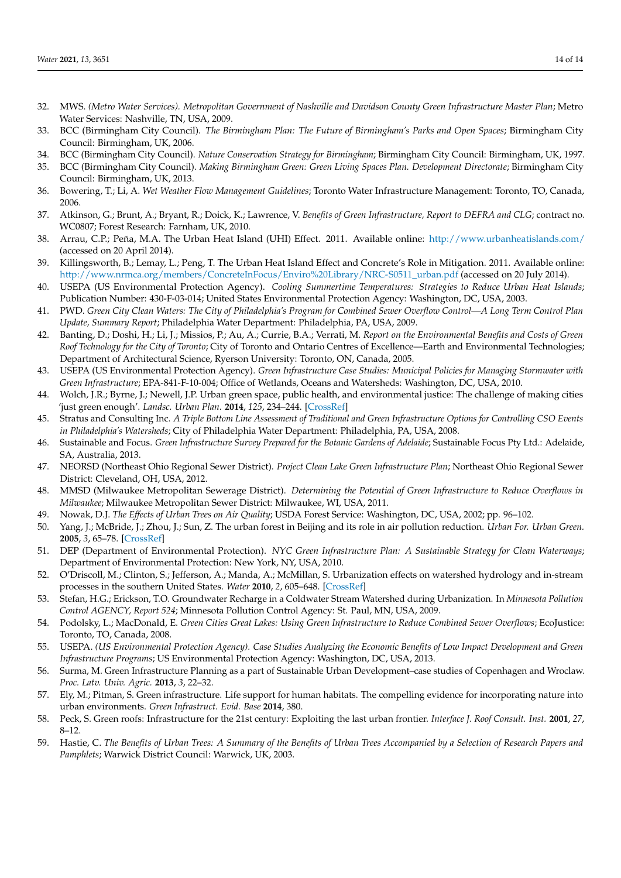32. MWS. *(Metro Water Services). Metropolitan Government of Nashville and Davidson County Green Infrastructure Master Plan*; Metro Water Services: Nashville, TN, USA, 2009.
33. BCC (Birmingham City Council). *The Birmingham Plan: The Future of Birmingham's Parks and Open Spaces*; Birmingham City Council: Birmingham, UK, 2006.
34. BCC (Birmingham City Council). *Nature Conservation Strategy for Birmingham*; Birmingham City Council: Birmingham, UK, 1997.
35. BCC (Birmingham City Council). *Making Birmingham Green: Green Living Spaces Plan. Development Directorate*; Birmingham City Council: Birmingham, UK, 2013.
36. Bowering, T.; Li, A. *Wet Weather Flow Management Guidelines*; Toronto Water Infrastructure Management: Toronto, TO, Canada, 2006.
37. Atkinson, G.; Brunt, A.; Bryant, R.; Doick, K.; Lawrence, V. *Benefits of Green Infrastructure, Report to DEFRA and CLG*; contract no. WC0807; Forest Research: Farnham, UK, 2010.
38. Arrau, C.P.; Peña, M.A. The Urban Heat Island (UHI) Effect. 2011. Available online: http://www.urbanheatislands.com/ (accessed on 20 April 2014).
39. Killingsworth, B.; Lemay, L.; Peng, T. The Urban Heat Island Effect and Concrete's Role in Mitigation. 2011. Available online: http://www.nrmca.org/members/ConcreteInFocus/Enviro%20Library/NRC-S0511_urban.pdf (accessed on 20 July 2014).
40. USEPA (US Environmental Protection Agency). *Cooling Summertime Temperatures: Strategies to Reduce Urban Heat Islands*; Publication Number: 430-F-03-014; United States Environmental Protection Agency: Washington, DC, USA, 2003.
41. PWD. *Green City Clean Waters: The City of Philadelphia's Program for Combined Sewer Overflow Control—A Long Term Control Plan Update, Summary Report*; Philadelphia Water Department: Philadelphia, PA, USA, 2009.
42. Banting, D.; Doshi, H.; Li, J.; Missios, P.; Au, A.; Currie, B.A.; Verrati, M. *Report on the Environmental Benefits and Costs of Green Roof Technology for the City of Toronto*; City of Toronto and Ontario Centres of Excellence—Earth and Environmental Technologies; Department of Architectural Science, Ryerson University: Toronto, ON, Canada, 2005.
43. USEPA (US Environmental Protection Agency). *Green Infrastructure Case Studies: Municipal Policies for Managing Stormwater with Green Infrastructure*; EPA-841-F-10-004; Office of Wetlands, Oceans and Watersheds: Washington, DC, USA, 2010.
44. Wolch, J.R.; Byrne, J.; Newell, J.P. Urban green space, public health, and environmental justice: The challenge of making cities 'just green enough'. *Landsc. Urban Plan.* **2014**, *125*, 234–244. [CrossRef]
45. Stratus and Consulting Inc. *A Triple Bottom Line Assessment of Traditional and Green Infrastructure Options for Controlling CSO Events in Philadelphia's Watersheds*; City of Philadelphia Water Department: Philadelphia, PA, USA, 2008.
46. Sustainable and Focus. *Green Infrastructure Survey Prepared for the Botanic Gardens of Adelaide*; Sustainable Focus Pty Ltd.: Adelaide, SA, Australia, 2013.
47. NEORSD (Northeast Ohio Regional Sewer District). *Project Clean Lake Green Infrastructure Plan*; Northeast Ohio Regional Sewer District: Cleveland, OH, USA, 2012.
48. MMSD (Milwaukee Metropolitan Sewerage District). *Determining the Potential of Green Infrastructure to Reduce Overflows in Milwaukee*; Milwaukee Metropolitan Sewer District: Milwaukee, WI, USA, 2011.
49. Nowak, D.J. *The Effects of Urban Trees on Air Quality*; USDA Forest Service: Washington, DC, USA, 2002; pp. 96–102.
50. Yang, J.; McBride, J.; Zhou, J.; Sun, Z. The urban forest in Beijing and its role in air pollution reduction. *Urban For. Urban Green.* **2005**, *3*, 65–78. [CrossRef]
51. DEP (Department of Environmental Protection). *NYC Green Infrastructure Plan: A Sustainable Strategy for Clean Waterways*; Department of Environmental Protection: New York, NY, USA, 2010.
52. O'Driscoll, M.; Clinton, S.; Jefferson, A.; Manda, A.; McMillan, S. Urbanization effects on watershed hydrology and in-stream processes in the southern United States. *Water* **2010**, *2*, 605–648. [CrossRef]
53. Stefan, H.G.; Erickson, T.O. Groundwater Recharge in a Coldwater Stream Watershed during Urbanization. In *Minnesota Pollution Control AGENCY, Report 524*; Minnesota Pollution Control Agency: St. Paul, MN, USA, 2009.
54. Podolsky, L.; MacDonald, E. *Green Cities Great Lakes: Using Green Infrastructure to Reduce Combined Sewer Overflows*; EcoJustice: Toronto, TO, Canada, 2008.
55. USEPA. *(US Environmental Protection Agency). Case Studies Analyzing the Economic Benefits of Low Impact Development and Green Infrastructure Programs*; US Environmental Protection Agency: Washington, DC, USA, 2013.
56. Surma, M. Green Infrastructure Planning as a part of Sustainable Urban Development–case studies of Copenhagen and Wroclaw. *Proc. Latv. Univ. Agric.* **2013**, *3*, 22–32.
57. Ely, M.; Pitman, S. Green infrastructure. Life support for human habitats. The compelling evidence for incorporating nature into urban environments. *Green Infrastruct. Evid. Base* **2014**, 380.
58. Peck, S. Green roofs: Infrastructure for the 21st century: Exploiting the last urban frontier. *Interface J. Roof Consult. Inst.* **2001**, *27*, 8–12.
59. Hastie, C. *The Benefits of Urban Trees: A Summary of the Benefits of Urban Trees Accompanied by a Selection of Research Papers and Pamphlets*; Warwick District Council: Warwick, UK, 2003.